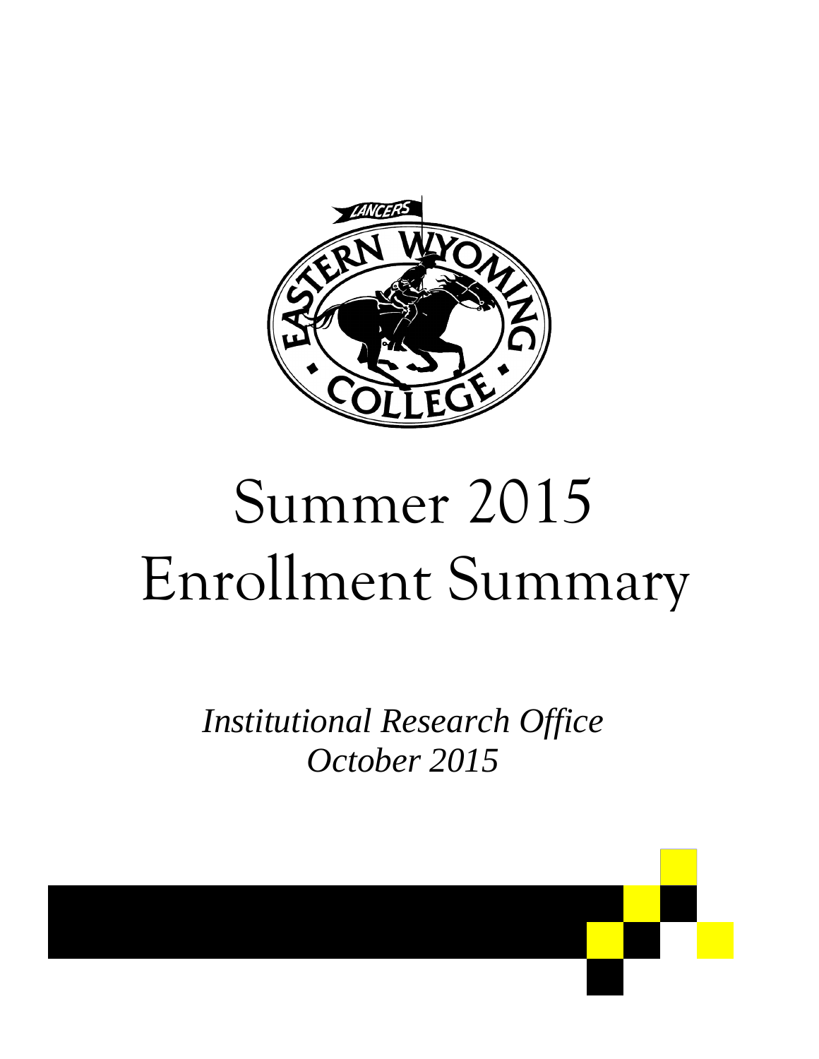# Summer 2015 Enrollment Summary

*Institutional Research Office*
*October 2015*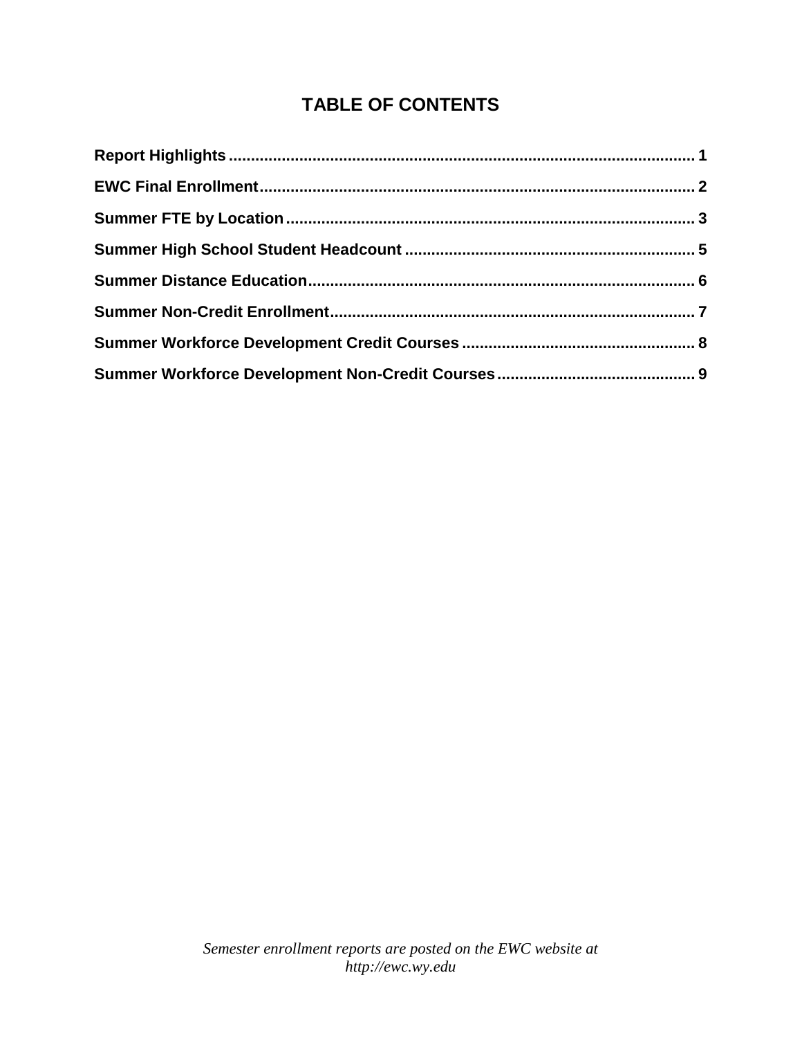# TABLE OF CONTENTS

**Report Highlights** ........................................................................................................ 1

**EWC Final Enrollment** .................................................................................................. 2

**Summer FTE by Location** ............................................................................................ 3

**Summer High School Student Headcount** ................................................................. 5

**Summer Distance Education** ....................................................................................... 6

**Summer Non-Credit Enrollment** .................................................................................. 7

**Summer Workforce Development Credit Courses** ..................................................... 8

**Summer Workforce Development Non-Credit Courses** ............................................. 9

*Semester enrollment reports are posted on the EWC website at http://ewc.wy.edu*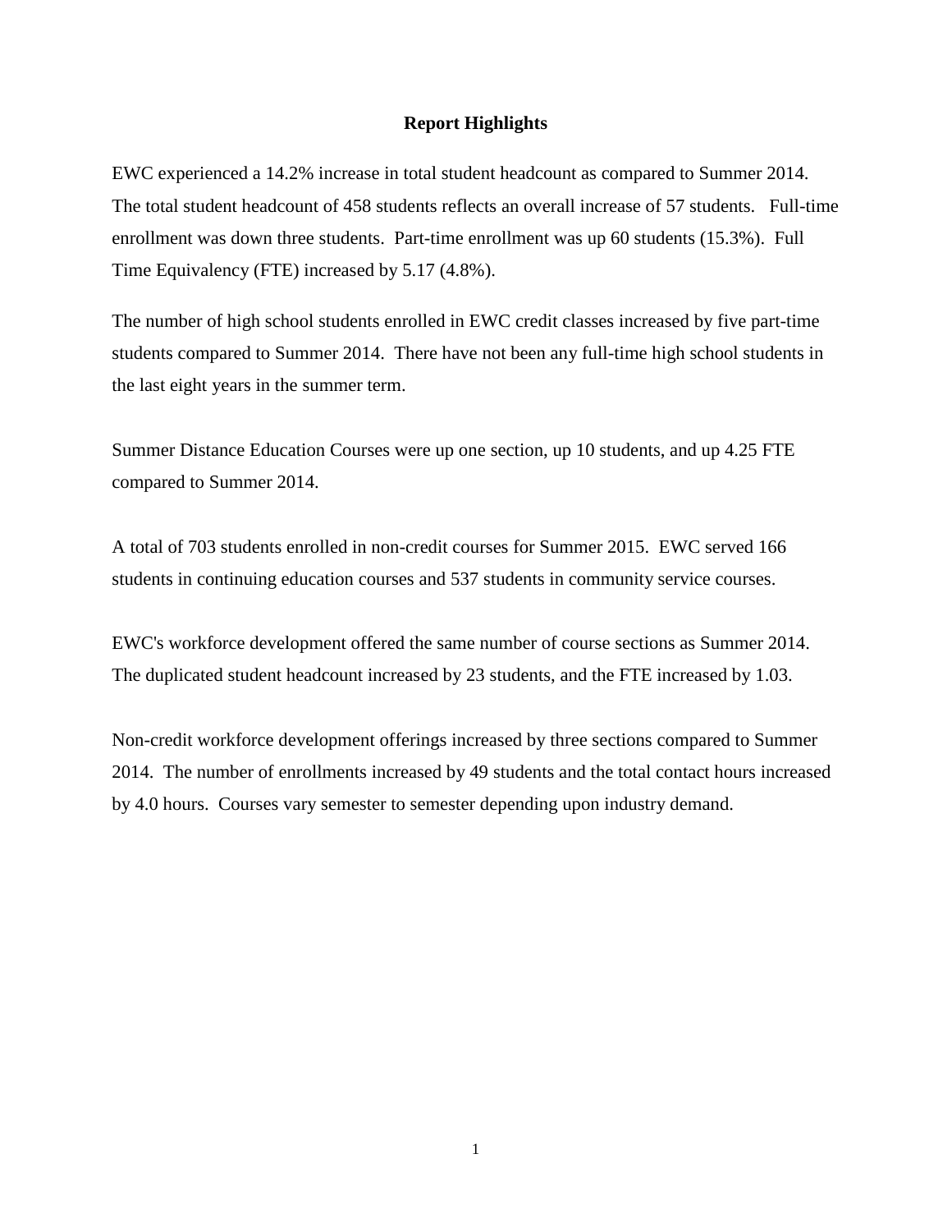## Report Highlights

EWC experienced a 14.2% increase in total student headcount as compared to Summer 2014. The total student headcount of 458 students reflects an overall increase of 57 students. Full-time enrollment was down three students. Part-time enrollment was up 60 students (15.3%). Full Time Equivalency (FTE) increased by 5.17 (4.8%).

The number of high school students enrolled in EWC credit classes increased by five part-time students compared to Summer 2014. There have not been any full-time high school students in the last eight years in the summer term.

Summer Distance Education Courses were up one section, up 10 students, and up 4.25 FTE compared to Summer 2014.

A total of 703 students enrolled in non-credit courses for Summer 2015. EWC served 166 students in continuing education courses and 537 students in community service courses.

EWC's workforce development offered the same number of course sections as Summer 2014. The duplicated student headcount increased by 23 students, and the FTE increased by 1.03.

Non-credit workforce development offerings increased by three sections compared to Summer 2014. The number of enrollments increased by 49 students and the total contact hours increased by 4.0 hours. Courses vary semester to semester depending upon industry demand.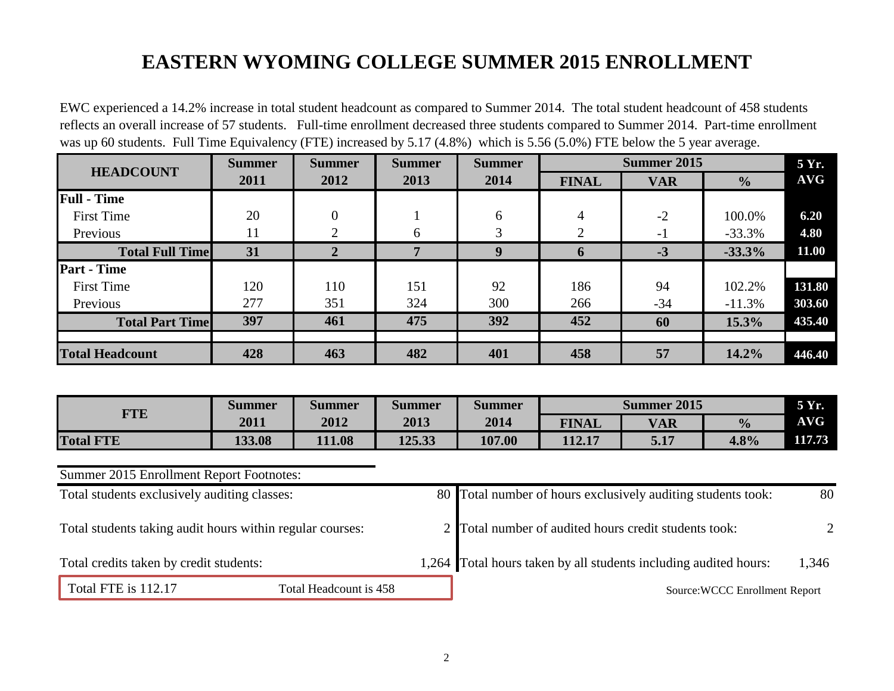# EASTERN WYOMING COLLEGE SUMMER 2015 ENROLLMENT

EWC experienced a 14.2% increase in total student headcount as compared to Summer 2014. The total student headcount of 458 students reflects an overall increase of 57 students. Full-time enrollment decreased three students compared to Summer 2014. Part-time enrollment was up 60 students. Full Time Equivalency (FTE) increased by 5.17 (4.8%) which is 5.56 (5.0%) FTE below the 5 year average.

| HEADCOUNT | Summer 2011 | Summer 2012 | Summer 2013 | Summer 2014 | Summer 2015 | | | 5 Yr. AVG |
|---|---|---|---|---|---|---|---|---|
| | | | | | FINAL | VAR | % | |
| **Full - Time** | | | | | | | | |
| First Time | 20 | 0 | 1 | 6 | 4 | -2 | 100.0% | **6.20** |
| Previous | 11 | 2 | 6 | 3 | 2 | -1 | -33.3% | **4.80** |
| **Total Full Time** | **31** | **2** | **7** | **9** | **6** | **-3** | **-33.3%** | **11.00** |
| **Part - Time** | | | | | | | | |
| First Time | 120 | 110 | 151 | 92 | 186 | 94 | 102.2% | **131.80** |
| Previous | 277 | 351 | 324 | 300 | 266 | -34 | -11.3% | **303.60** |
| **Total Part Time** | **397** | **461** | **475** | **392** | **452** | **60** | **15.3%** | **435.40** |
| | | | | | | | | |
| **Total Headcount** | **428** | **463** | **482** | **401** | **458** | **57** | **14.2%** | **446.40** |

| FTE | Summer 2011 | Summer 2012 | Summer 2013 | Summer 2014 | Summer 2015 | | | 5 Yr. AVG |
|---|---|---|---|---|---|---|---|---|
| | | | | | FINAL | VAR | % | |
| **Total FTE** | **133.08** | **111.08** | **125.33** | **107.00** | **112.17** | **5.17** | **4.8%** | **117.73** |

Summer 2015 Enrollment Report Footnotes:

| | | | |
|---|---|---|---|
| Total students exclusively auditing classes: | 80 | Total number of hours exclusively auditing students took: | 80 |
| Total students taking audit hours within regular courses: | 2 | Total number of audited hours credit students took: | 2 |
| Total credits taken by credit students: | 1,264 | Total hours taken by all students including audited hours: | 1,346 |

Total FTE is 112.17 Total Headcount is 458

Source:WCCC Enrollment Report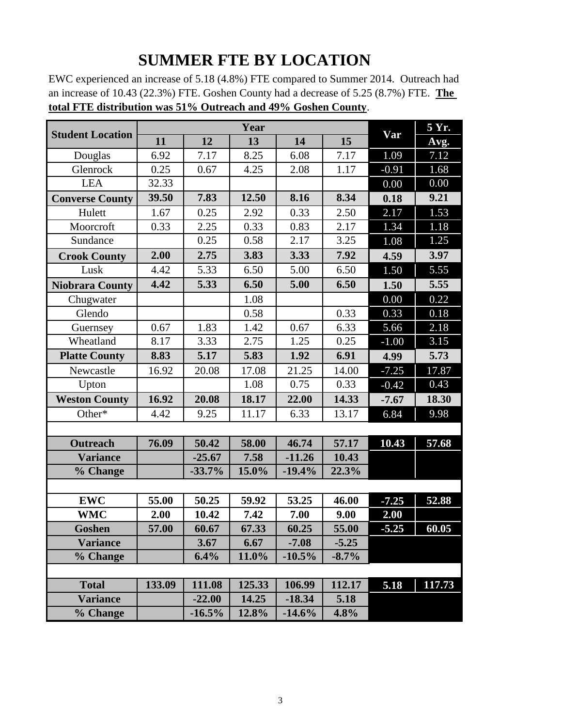# SUMMER FTE BY LOCATION

EWC experienced an increase of 5.18 (4.8%) FTE compared to Summer 2014. Outreach had an increase of 10.43 (22.3%) FTE. Goshen County had a decrease of 5.25 (8.7%) FTE. **The total FTE distribution was 51% Outreach and 49% Goshen County**.

| Student Location | Year | | | | | Var | 5 Yr. |
|---|---|---|---|---|---|---|---|
| | 11 | 12 | 13 | 14 | 15 | | Avg. |
| Douglas | 6.92 | 7.17 | 8.25 | 6.08 | 7.17 | 1.09 | 7.12 |
| Glenrock | 0.25 | 0.67 | 4.25 | 2.08 | 1.17 | -0.91 | 1.68 |
| LEA | 32.33 | | | | | 0.00 | 0.00 |
| **Converse County** | **39.50** | **7.83** | **12.50** | **8.16** | **8.34** | **0.18** | **9.21** |
| Hulett | 1.67 | 0.25 | 2.92 | 0.33 | 2.50 | 2.17 | 1.53 |
| Moorcroft | 0.33 | 2.25 | 0.33 | 0.83 | 2.17 | 1.34 | 1.18 |
| Sundance | | 0.25 | 0.58 | 2.17 | 3.25 | 1.08 | 1.25 |
| **Crook County** | **2.00** | **2.75** | **3.83** | **3.33** | **7.92** | **4.59** | **3.97** |
| Lusk | 4.42 | 5.33 | 6.50 | 5.00 | 6.50 | 1.50 | 5.55 |
| **Niobrara County** | **4.42** | **5.33** | **6.50** | **5.00** | **6.50** | **1.50** | **5.55** |
| Chugwater | | | 1.08 | | | 0.00 | 0.22 |
| Glendo | | | 0.58 | | 0.33 | 0.33 | 0.18 |
| Guernsey | 0.67 | 1.83 | 1.42 | 0.67 | 6.33 | 5.66 | 2.18 |
| Wheatland | 8.17 | 3.33 | 2.75 | 1.25 | 0.25 | -1.00 | 3.15 |
| **Platte County** | **8.83** | **5.17** | **5.83** | **1.92** | **6.91** | **4.99** | **5.73** |
| Newcastle | 16.92 | 20.08 | 17.08 | 21.25 | 14.00 | -7.25 | 17.87 |
| Upton | | | 1.08 | 0.75 | 0.33 | -0.42 | 0.43 |
| **Weston County** | **16.92** | **20.08** | **18.17** | **22.00** | **14.33** | **-7.67** | **18.30** |
| Other* | 4.42 | 9.25 | 11.17 | 6.33 | 13.17 | 6.84 | 9.98 |
| | | | | | | | |
| **Outreach** | **76.09** | **50.42** | **58.00** | **46.74** | **57.17** | **10.43** | **57.68** |
| **Variance** | | **-25.67** | **7.58** | **-11.26** | **10.43** | | |
| **% Change** | | **-33.7%** | **15.0%** | **-19.4%** | **22.3%** | | |
| | | | | | | | |
| **EWC** | **55.00** | **50.25** | **59.92** | **53.25** | **46.00** | **-7.25** | **52.88** |
| **WMC** | **2.00** | **10.42** | **7.42** | **7.00** | **9.00** | **2.00** | |
| **Goshen** | **57.00** | **60.67** | **67.33** | **60.25** | **55.00** | **-5.25** | **60.05** |
| **Variance** | | **3.67** | **6.67** | **-7.08** | **-5.25** | | |
| **% Change** | | **6.4%** | **11.0%** | **-10.5%** | **-8.7%** | | |
| | | | | | | | |
| **Total** | **133.09** | **111.08** | **125.33** | **106.99** | **112.17** | **5.18** | **117.73** |
| **Variance** | | **-22.00** | **14.25** | **-18.34** | **5.18** | | |
| **% Change** | | **-16.5%** | **12.8%** | **-14.6%** | **4.8%** | | |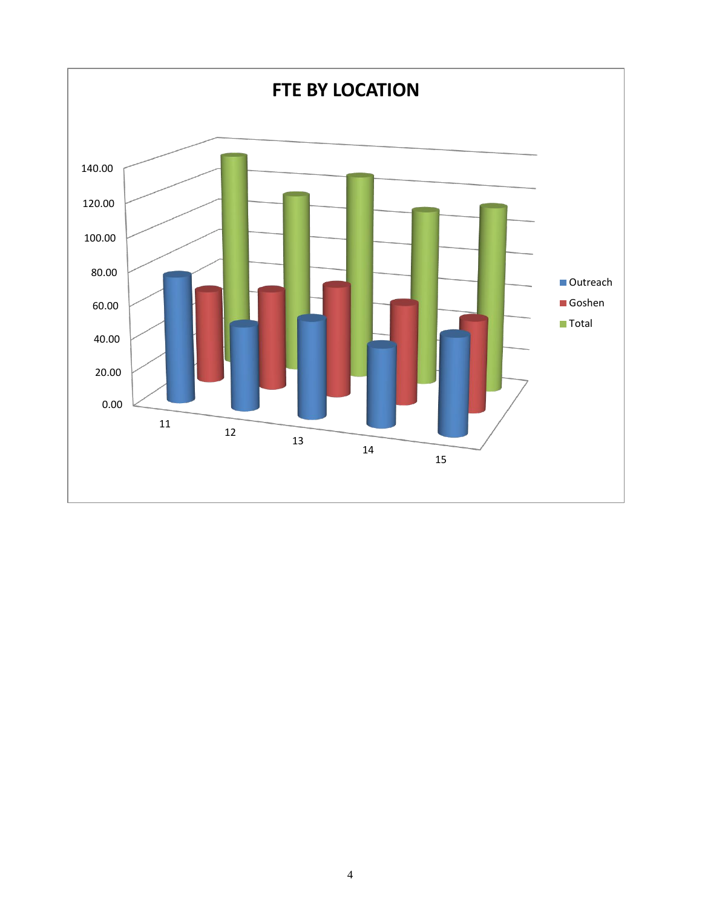## FTE BY LOCATION

140.00
120.00
100.00
80.00
60.00
40.00
20.00
0.00

11 12 13 14 15

Outreach
Goshen
Total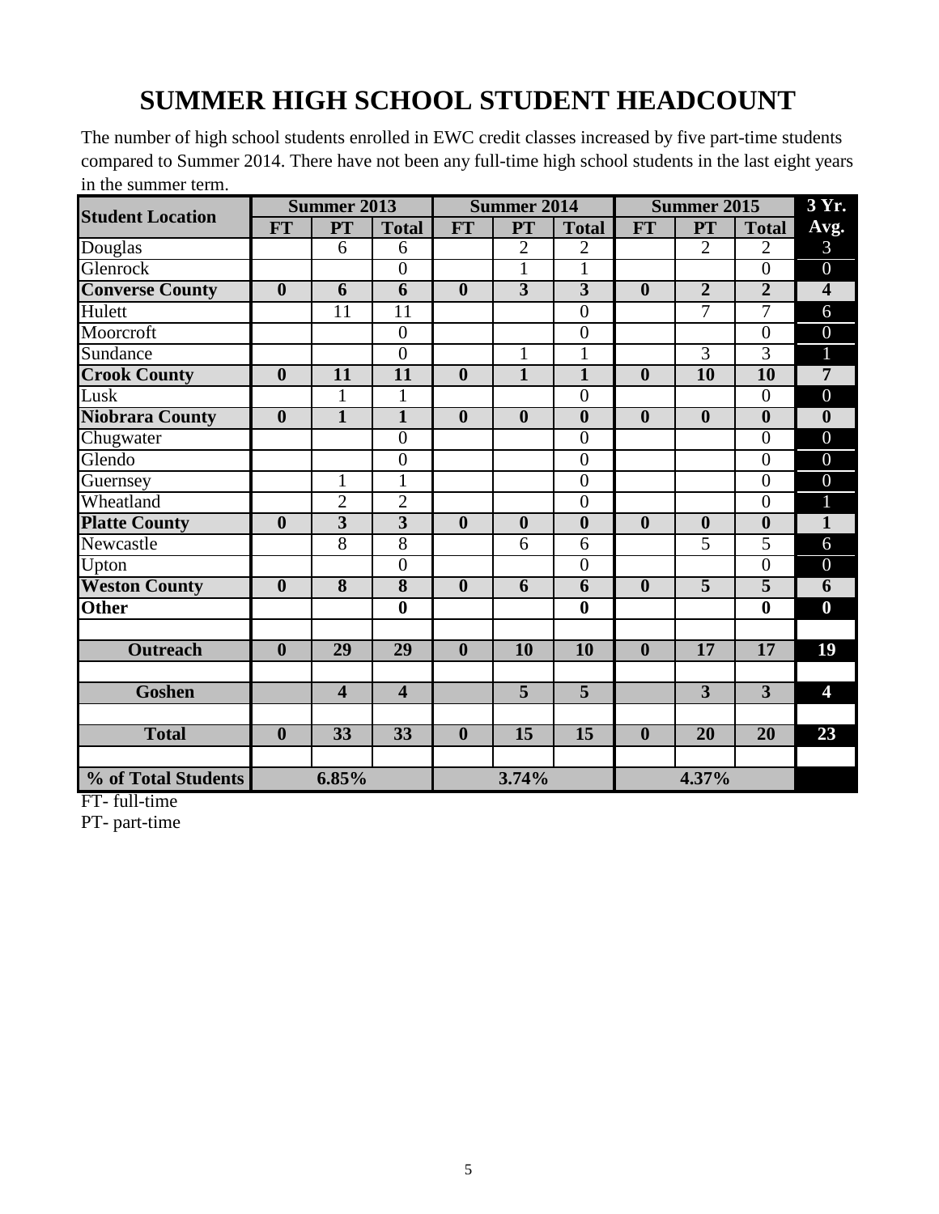# SUMMER HIGH SCHOOL STUDENT HEADCOUNT

The number of high school students enrolled in EWC credit classes increased by five part-time students compared to Summer 2014. There have not been any full-time high school students in the last eight years in the summer term.

| Student Location | Summer 2013 | | | Summer 2014 | | | Summer 2015 | | | 3 Yr. Avg. |
|---|---|---|---|---|---|---|---|---|---|---|
| | FT | PT | Total | FT | PT | Total | FT | PT | Total | |
| Douglas | | 6 | 6 | | 2 | 2 | | 2 | 2 | 3 |
| Glenrock | | | 0 | | 1 | 1 | | | 0 | 0 |
| **Converse County** | **0** | **6** | **6** | **0** | **3** | **3** | **0** | **2** | **2** | **4** |
| Hulett | | 11 | 11 | | | 0 | | 7 | 7 | 6 |
| Moorcroft | | | 0 | | | 0 | | | 0 | 0 |
| Sundance | | | 0 | | 1 | 1 | | 3 | 3 | 1 |
| **Crook County** | **0** | **11** | **11** | **0** | **1** | **1** | **0** | **10** | **10** | **7** |
| Lusk | | 1 | 1 | | | 0 | | | 0 | 0 |
| **Niobrara County** | **0** | **1** | **1** | **0** | **0** | **0** | **0** | **0** | **0** | **0** |
| Chugwater | | | 0 | | | 0 | | | 0 | 0 |
| Glendo | | | 0 | | | 0 | | | 0 | 0 |
| Guernsey | | 1 | 1 | | | 0 | | | 0 | 0 |
| Wheatland | | 2 | 2 | | | 0 | | | 0 | 1 |
| **Platte County** | **0** | **3** | **3** | **0** | **0** | **0** | **0** | **0** | **0** | **1** |
| Newcastle | | 8 | 8 | | 6 | 6 | | 5 | 5 | 6 |
| Upton | | | 0 | | | 0 | | | 0 | 0 |
| **Weston County** | **0** | **8** | **8** | **0** | **6** | **6** | **0** | **5** | **5** | **6** |
| **Other** | | | **0** | | | **0** | | | **0** | **0** |
| | | | | | | | | | | |
| **Outreach** | **0** | **29** | **29** | **0** | **10** | **10** | **0** | **17** | **17** | **19** |
| | | | | | | | | | | |
| **Goshen** | | **4** | **4** | | **5** | **5** | | **3** | **3** | **4** |
| | | | | | | | | | | |
| **Total** | **0** | **33** | **33** | **0** | **15** | **15** | **0** | **20** | **20** | **23** |
| | | | | | | | | | | |
| **% of Total Students** | **6.85%** | | | **3.74%** | | | **4.37%** | | | |

FT- full-time
PT- part-time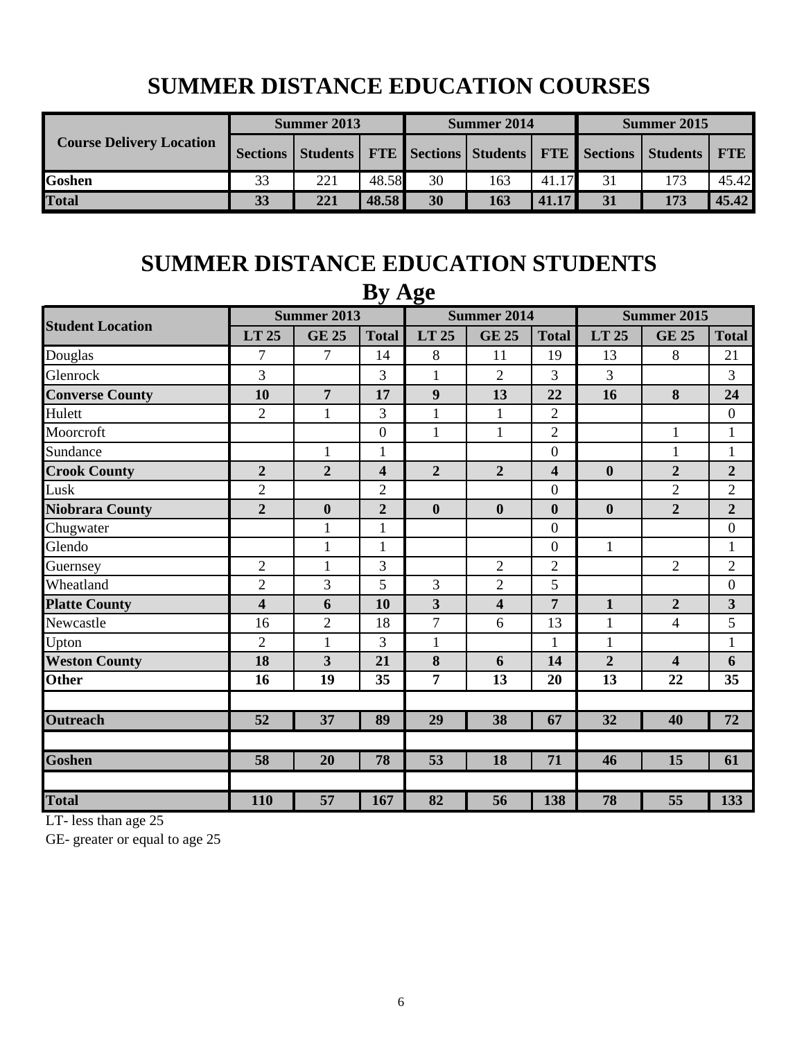# SUMMER DISTANCE EDUCATION COURSES

| Course Delivery Location | Summer 2013 | | | Summer 2014 | | | Summer 2015 | | |
|---|---|---|---|---|---|---|---|---|---|
| | Sections | Students | FTE | Sections | Students | FTE | Sections | Students | FTE |
| **Goshen** | 33 | 221 | 48.58 | 30 | 163 | 41.17 | 31 | 173 | 45.42 |
| **Total** | **33** | **221** | **48.58** | **30** | **163** | **41.17** | **31** | **173** | **45.42** |

# SUMMER DISTANCE EDUCATION STUDENTS
## By Age

| Student Location | Summer 2013 | | | Summer 2014 | | | Summer 2015 | | |
|---|---|---|---|---|---|---|---|---|---|
| | LT 25 | GE 25 | Total | LT 25 | GE 25 | Total | LT 25 | GE 25 | Total |
| Douglas | 7 | 7 | 14 | 8 | 11 | 19 | 13 | 8 | 21 |
| Glenrock | 3 | | 3 | 1 | 2 | 3 | 3 | | 3 |
| **Converse County** | **10** | **7** | **17** | **9** | **13** | **22** | **16** | **8** | **24** |
| Hulett | 2 | 1 | 3 | 1 | 1 | 2 | | | 0 |
| Moorcroft | | | 0 | 1 | 1 | 2 | | 1 | 1 |
| Sundance | | 1 | 1 | | | 0 | | 1 | 1 |
| **Crook County** | **2** | **2** | **4** | **2** | **2** | **4** | **0** | **2** | **2** |
| Lusk | 2 | | 2 | | | 0 | | 2 | 2 |
| **Niobrara County** | **2** | **0** | **2** | **0** | **0** | **0** | **0** | **2** | **2** |
| Chugwater | | 1 | 1 | | | 0 | | | 0 |
| Glendo | | 1 | 1 | | | 0 | 1 | | 1 |
| Guernsey | 2 | 1 | 3 | | 2 | 2 | | 2 | 2 |
| Wheatland | 2 | 3 | 5 | 3 | 2 | 5 | | | 0 |
| **Platte County** | **4** | **6** | **10** | **3** | **4** | **7** | **1** | **2** | **3** |
| Newcastle | 16 | 2 | 18 | 7 | 6 | 13 | 1 | 4 | 5 |
| Upton | 2 | 1 | 3 | 1 | | 1 | 1 | | 1 |
| **Weston County** | **18** | **3** | **21** | **8** | **6** | **14** | **2** | **4** | **6** |
| **Other** | **16** | **19** | **35** | **7** | **13** | **20** | **13** | **22** | **35** |
| | | | | | | | | | |
| **Outreach** | **52** | **37** | **89** | **29** | **38** | **67** | **32** | **40** | **72** |
| | | | | | | | | | |
| **Goshen** | **58** | **20** | **78** | **53** | **18** | **71** | **46** | **15** | **61** |
| | | | | | | | | | |
| **Total** | **110** | **57** | **167** | **82** | **56** | **138** | **78** | **55** | **133** |

LT- less than age 25

GE- greater or equal to age 25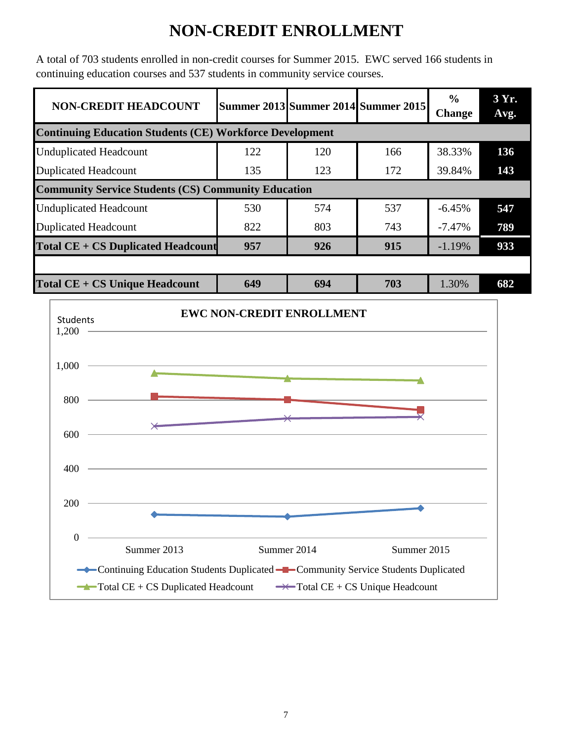# NON-CREDIT ENROLLMENT

A total of 703 students enrolled in non-credit courses for Summer 2015. EWC served 166 students in continuing education courses and 537 students in community service courses.

| NON-CREDIT HEADCOUNT | Summer 2013 | Summer 2014 | Summer 2015 | % Change | 3 Yr. Avg. |
|---|---|---|---|---|---|
| **Continuing Education Students (CE) Workforce Development** | | | | | |
| Unduplicated Headcount | 122 | 120 | 166 | 38.33% | 136 |
| Duplicated Headcount | 135 | 123 | 172 | 39.84% | 143 |
| **Community Service Students (CS) Community Education** | | | | | |
| Unduplicated Headcount | 530 | 574 | 537 | -6.45% | 547 |
| Duplicated Headcount | 822 | 803 | 743 | -7.47% | 789 |
| **Total CE + CS Duplicated Headcount** | **957** | **926** | **915** | -1.19% | **933** |
| | | | | | |
| **Total CE + CS Unique Headcount** | **649** | **694** | **703** | 1.30% | **682** |

**EWC NON-CREDIT ENROLLMENT**

| Students | Summer 2013 | Summer 2014 | Summer 2015 |
|---|---|---|---|
| Continuing Education Students Duplicated | 135 | 123 | 172 |
| Community Service Students Duplicated | 822 | 803 | 743 |
| Total CE + CS Duplicated Headcount | 957 | 926 | 915 |
| Total CE + CS Unique Headcount | 649 | 694 | 703 |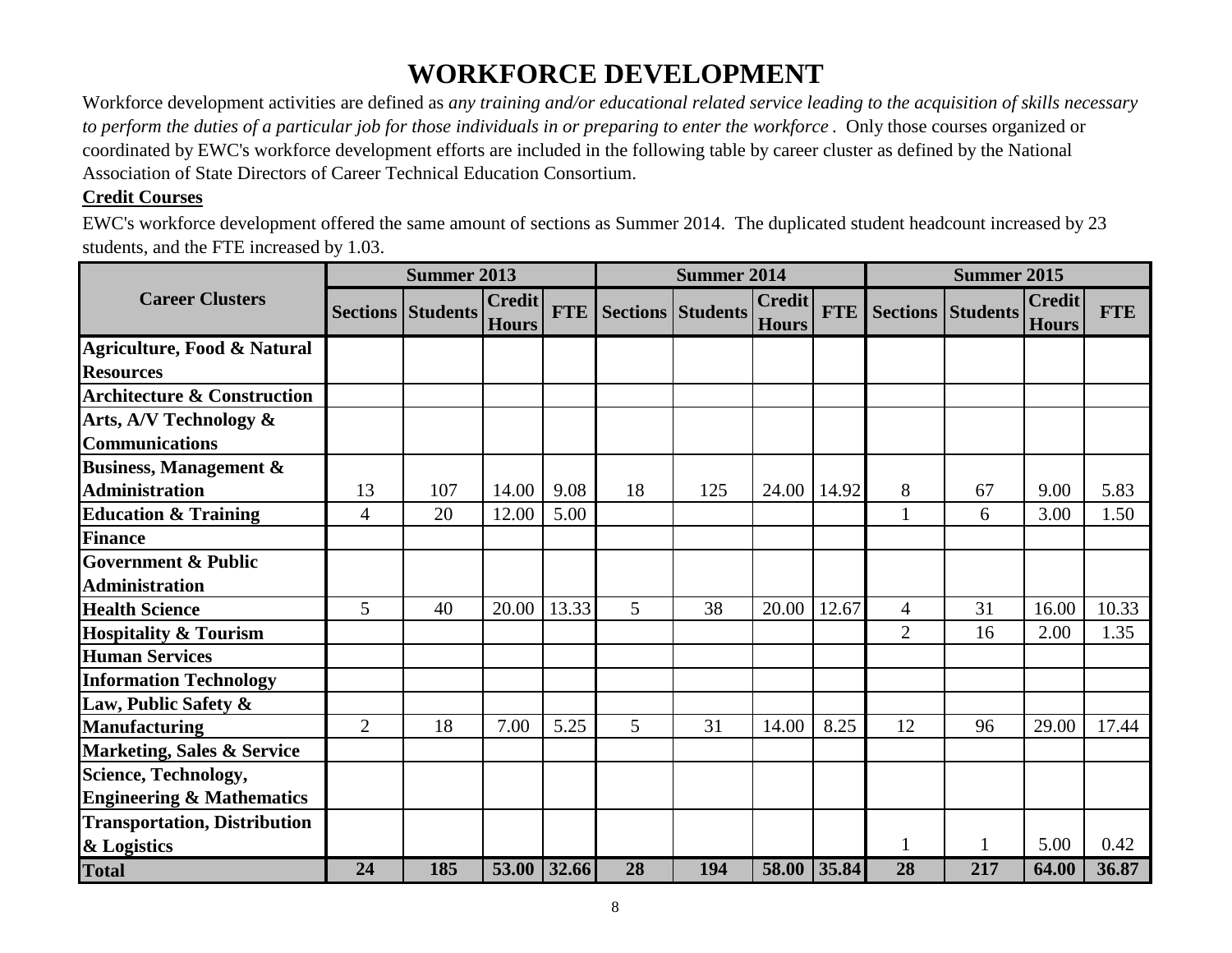# WORKFORCE DEVELOPMENT

Workforce development activities are defined as *any training and/or educational related service leading to the acquisition of skills necessary to perform the duties of a particular job for those individuals in or preparing to enter the workforce* . Only those courses organized or coordinated by EWC's workforce development efforts are included in the following table by career cluster as defined by the National Association of State Directors of Career Technical Education Consortium.

**Credit Courses**

EWC's workforce development offered the same amount of sections as Summer 2014. The duplicated student headcount increased by 23 students, and the FTE increased by 1.03.

| Career Clusters | Summer 2013 | | | | Summer 2014 | | | | Summer 2015 | | | |
|---|---|---|---|---|---|---|---|---|---|---|---|---|
| | Sections | Students | Credit Hours | FTE | Sections | Students | Credit Hours | FTE | Sections | Students | Credit Hours | FTE |
| **Agriculture, Food & Natural Resources** | | | | | | | | | | | | |
| **Architecture & Construction** | | | | | | | | | | | | |
| **Arts, A/V Technology & Communications** | | | | | | | | | | | | |
| **Business, Management & Administration** | 13 | 107 | 14.00 | 9.08 | 18 | 125 | 24.00 | 14.92 | 8 | 67 | 9.00 | 5.83 |
| **Education & Training** | 4 | 20 | 12.00 | 5.00 | | | | | 1 | 6 | 3.00 | 1.50 |
| **Finance** | | | | | | | | | | | | |
| **Government & Public Administration** | | | | | | | | | | | | |
| **Health Science** | 5 | 40 | 20.00 | 13.33 | 5 | 38 | 20.00 | 12.67 | 4 | 31 | 16.00 | 10.33 |
| **Hospitality & Tourism** | | | | | | | | | 2 | 16 | 2.00 | 1.35 |
| **Human Services** | | | | | | | | | | | | |
| **Information Technology** | | | | | | | | | | | | |
| **Law, Public Safety & Manufacturing** | 2 | 18 | 7.00 | 5.25 | 5 | 31 | 14.00 | 8.25 | 12 | 96 | 29.00 | 17.44 |
| **Marketing, Sales & Service** | | | | | | | | | | | | |
| **Science, Technology, Engineering & Mathematics** | | | | | | | | | | | | |
| **Transportation, Distribution & Logistics** | | | | | | | | | 1 | 1 | 5.00 | 0.42 |
| **Total** | **24** | **185** | **53.00** | **32.66** | **28** | **194** | **58.00** | **35.84** | **28** | **217** | **64.00** | **36.87** |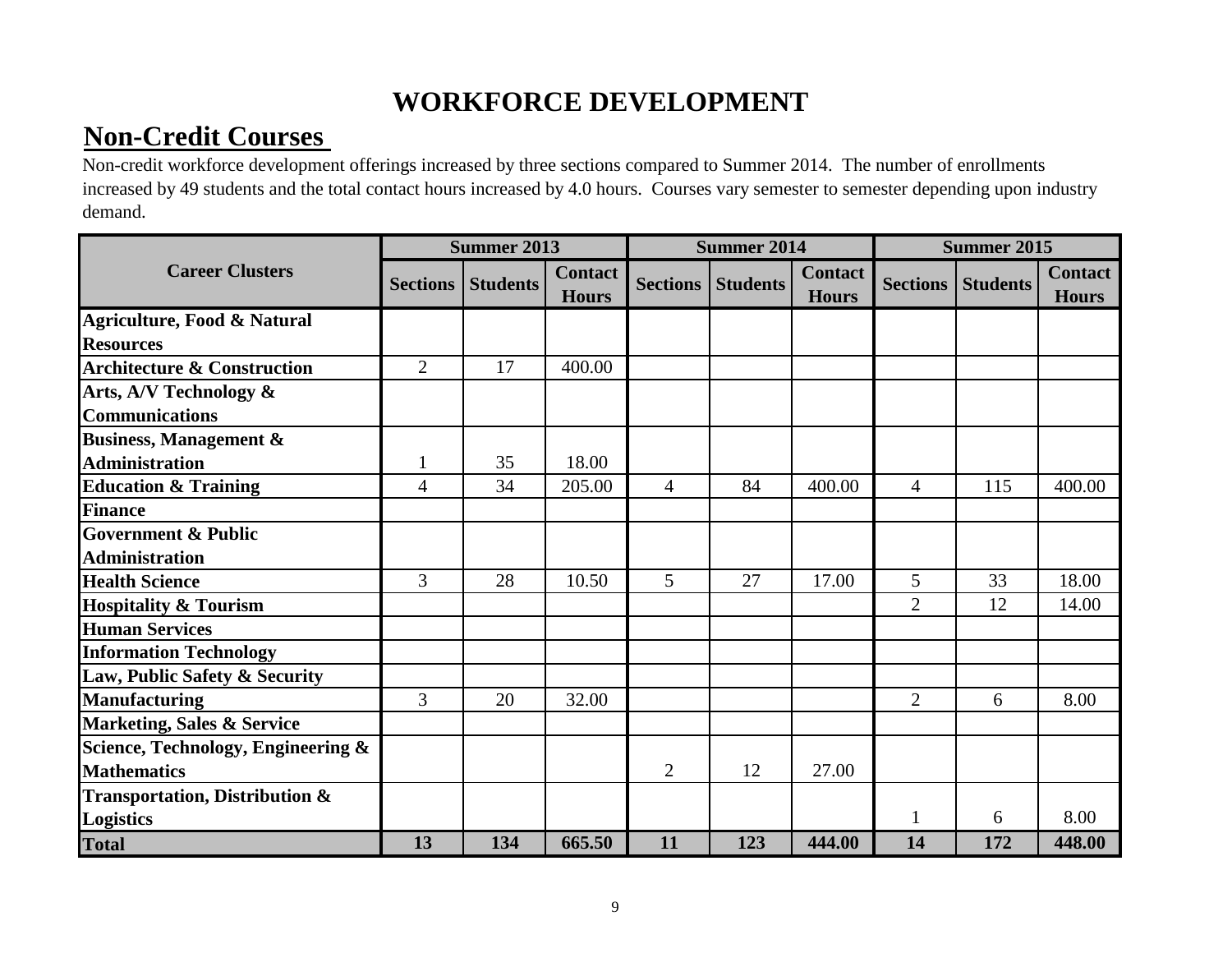# WORKFORCE DEVELOPMENT

## Non-Credit Courses

Non-credit workforce development offerings increased by three sections compared to Summer 2014. The number of enrollments increased by 49 students and the total contact hours increased by 4.0 hours. Courses vary semester to semester depending upon industry demand.

| Career Clusters | Summer 2013 | | | Summer 2014 | | | Summer 2015 | | |
|---|---|---|---|---|---|---|---|---|---|
| | Sections | Students | Contact Hours | Sections | Students | Contact Hours | Sections | Students | Contact Hours |
| Agriculture, Food & Natural Resources | | | | | | | | | |
| Architecture & Construction | 2 | 17 | 400.00 | | | | | | |
| Arts, A/V Technology & Communications | | | | | | | | | |
| Business, Management & Administration | 1 | 35 | 18.00 | | | | | | |
| Education & Training | 4 | 34 | 205.00 | 4 | 84 | 400.00 | 4 | 115 | 400.00 |
| Finance | | | | | | | | | |
| Government & Public Administration | | | | | | | | | |
| Health Science | 3 | 28 | 10.50 | 5 | 27 | 17.00 | 5 | 33 | 18.00 |
| Hospitality & Tourism | | | | | | | 2 | 12 | 14.00 |
| Human Services | | | | | | | | | |
| Information Technology | | | | | | | | | |
| Law, Public Safety & Security | | | | | | | | | |
| Manufacturing | 3 | 20 | 32.00 | | | | 2 | 6 | 8.00 |
| Marketing, Sales & Service | | | | | | | | | |
| Science, Technology, Engineering & Mathematics | | | | 2 | 12 | 27.00 | | | |
| Transportation, Distribution & Logistics | | | | | | | 1 | 6 | 8.00 |
| **Total** | **13** | **134** | **665.50** | **11** | **123** | **444.00** | **14** | **172** | **448.00** |